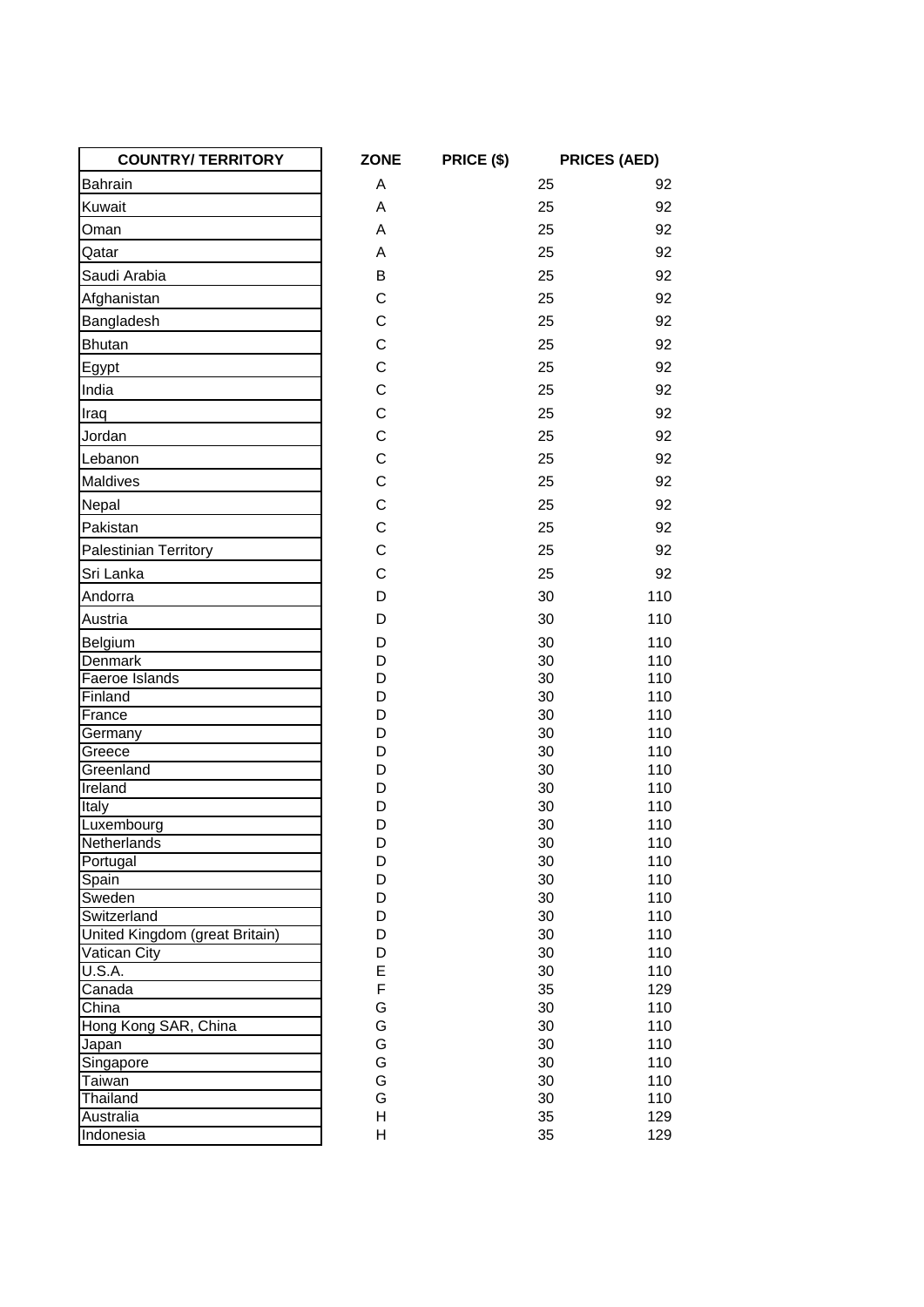| COUNTRY/ TERRITORY | ZONE | PRICE ($) | PRICES (AED) |
|---|---|---|---|
| Bahrain | A | 25 | 92 |
| Kuwait | A | 25 | 92 |
| Oman | A | 25 | 92 |
| Qatar | A | 25 | 92 |
| Saudi Arabia | B | 25 | 92 |
| Afghanistan | C | 25 | 92 |
| Bangladesh | C | 25 | 92 |
| Bhutan | C | 25 | 92 |
| Egypt | C | 25 | 92 |
| India | C | 25 | 92 |
| Iraq | C | 25 | 92 |
| Jordan | C | 25 | 92 |
| Lebanon | C | 25 | 92 |
| Maldives | C | 25 | 92 |
| Nepal | C | 25 | 92 |
| Pakistan | C | 25 | 92 |
| Palestinian Territory | C | 25 | 92 |
| Sri Lanka | C | 25 | 92 |
| Andorra | D | 30 | 110 |
| Austria | D | 30 | 110 |
| Belgium | D | 30 | 110 |
| Denmark | D | 30 | 110 |
| Faeroe Islands | D | 30 | 110 |
| Finland | D | 30 | 110 |
| France | D | 30 | 110 |
| Germany | D | 30 | 110 |
| Greece | D | 30 | 110 |
| Greenland | D | 30 | 110 |
| Ireland | D | 30 | 110 |
| Italy | D | 30 | 110 |
| Luxembourg | D | 30 | 110 |
| Netherlands | D | 30 | 110 |
| Portugal | D | 30 | 110 |
| Spain | D | 30 | 110 |
| Sweden | D | 30 | 110 |
| Switzerland | D | 30 | 110 |
| United Kingdom (great Britain) | D | 30 | 110 |
| Vatican City | D | 30 | 110 |
| U.S.A. | E | 30 | 110 |
| Canada | F | 35 | 129 |
| China | G | 30 | 110 |
| Hong Kong SAR, China | G | 30 | 110 |
| Japan | G | 30 | 110 |
| Singapore | G | 30 | 110 |
| Taiwan | G | 30 | 110 |
| Thailand | G | 30 | 110 |
| Australia | H | 35 | 129 |
| Indonesia | H | 35 | 129 |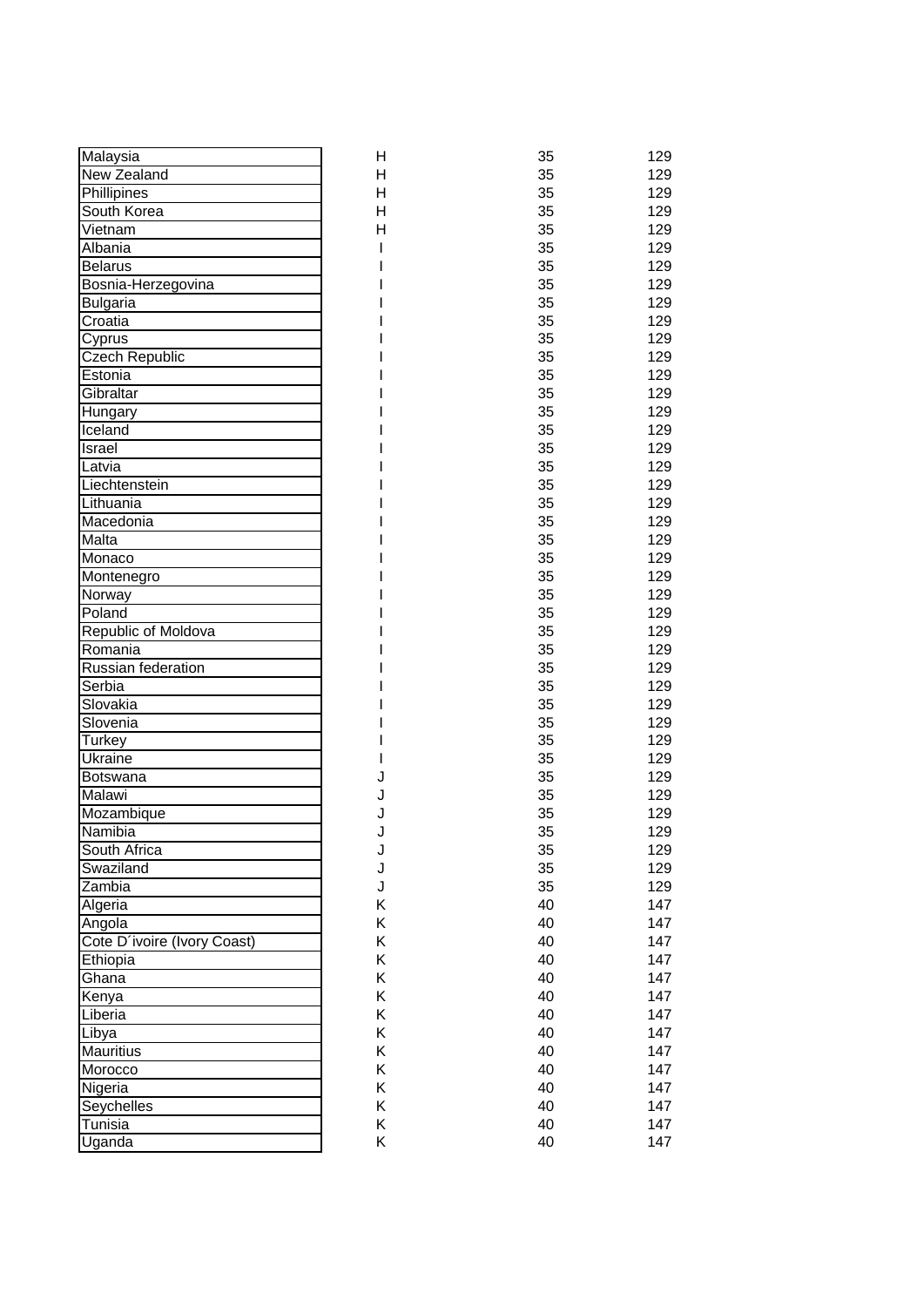| | | | |
|---|---|---|---|
| Malaysia | H | 35 | 129 |
| New Zealand | H | 35 | 129 |
| Phillipines | H | 35 | 129 |
| South Korea | H | 35 | 129 |
| Vietnam | H | 35 | 129 |
| Albania | I | 35 | 129 |
| Belarus | I | 35 | 129 |
| Bosnia-Herzegovina | I | 35 | 129 |
| Bulgaria | I | 35 | 129 |
| Croatia | I | 35 | 129 |
| Cyprus | I | 35 | 129 |
| Czech Republic | I | 35 | 129 |
| Estonia | I | 35 | 129 |
| Gibraltar | I | 35 | 129 |
| Hungary | I | 35 | 129 |
| Iceland | I | 35 | 129 |
| Israel | I | 35 | 129 |
| Latvia | I | 35 | 129 |
| Liechtenstein | I | 35 | 129 |
| Lithuania | I | 35 | 129 |
| Macedonia | I | 35 | 129 |
| Malta | I | 35 | 129 |
| Monaco | I | 35 | 129 |
| Montenegro | I | 35 | 129 |
| Norway | I | 35 | 129 |
| Poland | I | 35 | 129 |
| Republic of Moldova | I | 35 | 129 |
| Romania | I | 35 | 129 |
| Russian federation | I | 35 | 129 |
| Serbia | I | 35 | 129 |
| Slovakia | I | 35 | 129 |
| Slovenia | I | 35 | 129 |
| Turkey | I | 35 | 129 |
| Ukraine | I | 35 | 129 |
| Botswana | J | 35 | 129 |
| Malawi | J | 35 | 129 |
| Mozambique | J | 35 | 129 |
| Namibia | J | 35 | 129 |
| South Africa | J | 35 | 129 |
| Swaziland | J | 35 | 129 |
| Zambia | J | 35 | 129 |
| Algeria | K | 40 | 147 |
| Angola | K | 40 | 147 |
| Cote D´ivoire (Ivory Coast) | K | 40 | 147 |
| Ethiopia | K | 40 | 147 |
| Ghana | K | 40 | 147 |
| Kenya | K | 40 | 147 |
| Liberia | K | 40 | 147 |
| Libya | K | 40 | 147 |
| Mauritius | K | 40 | 147 |
| Morocco | K | 40 | 147 |
| Nigeria | K | 40 | 147 |
| Seychelles | K | 40 | 147 |
| Tunisia | K | 40 | 147 |
| Uganda | K | 40 | 147 |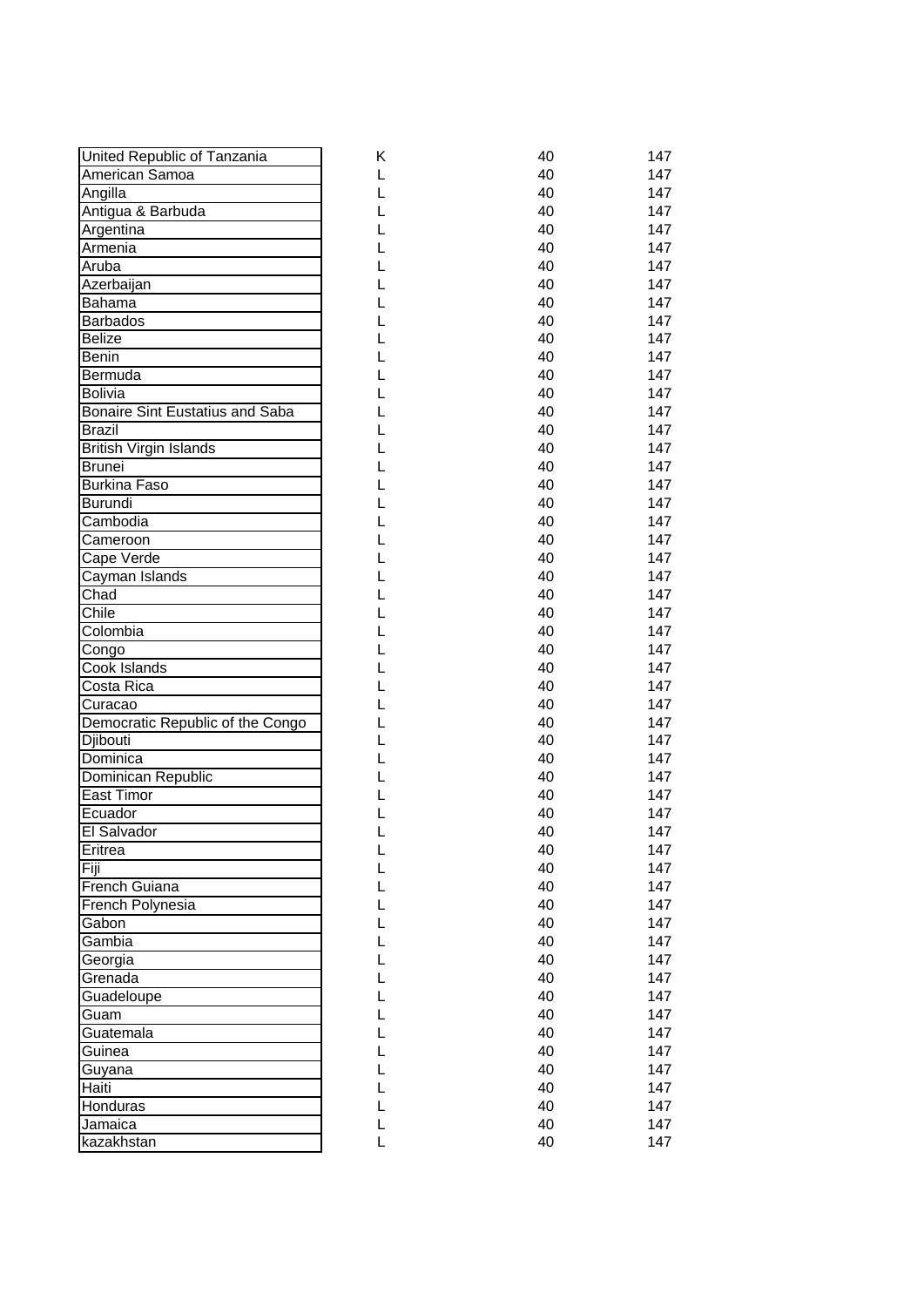| | | | |
|---|---|---|---|
| United Republic of Tanzania | K | 40 | 147 |
| American Samoa | L | 40 | 147 |
| Angilla | L | 40 | 147 |
| Antigua & Barbuda | L | 40 | 147 |
| Argentina | L | 40 | 147 |
| Armenia | L | 40 | 147 |
| Aruba | L | 40 | 147 |
| Azerbaijan | L | 40 | 147 |
| Bahama | L | 40 | 147 |
| Barbados | L | 40 | 147 |
| Belize | L | 40 | 147 |
| Benin | L | 40 | 147 |
| Bermuda | L | 40 | 147 |
| Bolivia | L | 40 | 147 |
| Bonaire Sint Eustatius and Saba | L | 40 | 147 |
| Brazil | L | 40 | 147 |
| British Virgin Islands | L | 40 | 147 |
| Brunei | L | 40 | 147 |
| Burkina Faso | L | 40 | 147 |
| Burundi | L | 40 | 147 |
| Cambodia | L | 40 | 147 |
| Cameroon | L | 40 | 147 |
| Cape Verde | L | 40 | 147 |
| Cayman Islands | L | 40 | 147 |
| Chad | L | 40 | 147 |
| Chile | L | 40 | 147 |
| Colombia | L | 40 | 147 |
| Congo | L | 40 | 147 |
| Cook Islands | L | 40 | 147 |
| Costa Rica | L | 40 | 147 |
| Curacao | L | 40 | 147 |
| Democratic Republic of the Congo | L | 40 | 147 |
| Djibouti | L | 40 | 147 |
| Dominica | L | 40 | 147 |
| Dominican Republic | L | 40 | 147 |
| East Timor | L | 40 | 147 |
| Ecuador | L | 40 | 147 |
| El Salvador | L | 40 | 147 |
| Eritrea | L | 40 | 147 |
| Fiji | L | 40 | 147 |
| French Guiana | L | 40 | 147 |
| French Polynesia | L | 40 | 147 |
| Gabon | L | 40 | 147 |
| Gambia | L | 40 | 147 |
| Georgia | L | 40 | 147 |
| Grenada | L | 40 | 147 |
| Guadeloupe | L | 40 | 147 |
| Guam | L | 40 | 147 |
| Guatemala | L | 40 | 147 |
| Guinea | L | 40 | 147 |
| Guyana | L | 40 | 147 |
| Haiti | L | 40 | 147 |
| Honduras | L | 40 | 147 |
| Jamaica | L | 40 | 147 |
| kazakhstan | L | 40 | 147 |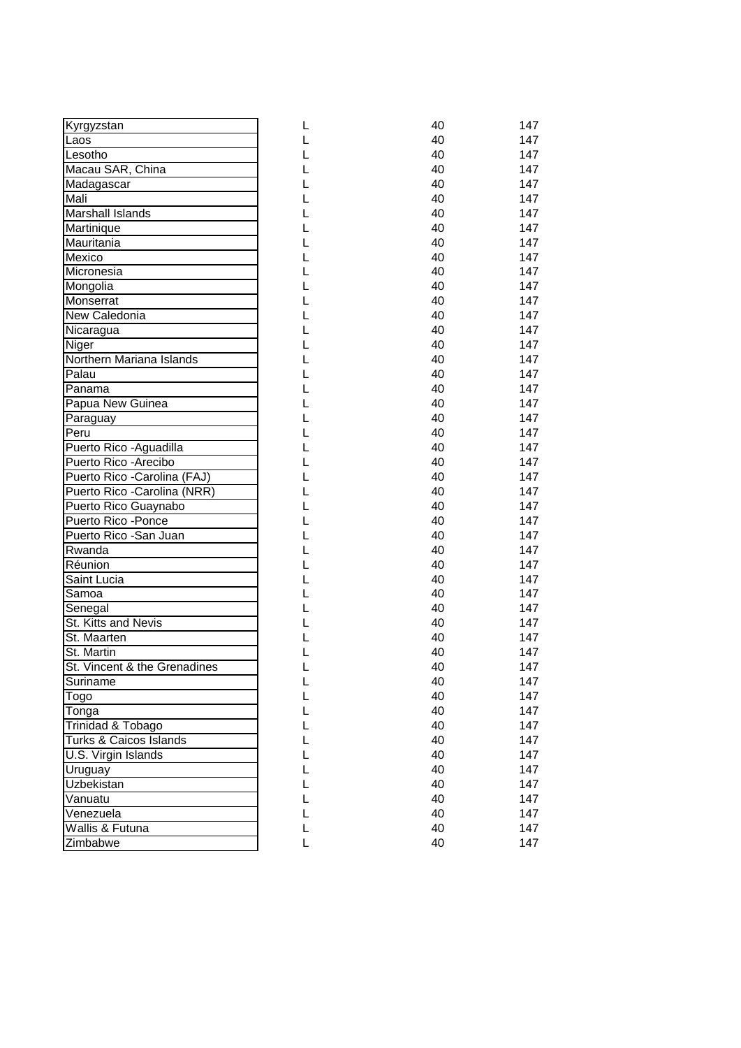| | | | |
|---|---|---|---|
| Kyrgyzstan | L | 40 | 147 |
| Laos | L | 40 | 147 |
| Lesotho | L | 40 | 147 |
| Macau SAR, China | L | 40 | 147 |
| Madagascar | L | 40 | 147 |
| Mali | L | 40 | 147 |
| Marshall Islands | L | 40 | 147 |
| Martinique | L | 40 | 147 |
| Mauritania | L | 40 | 147 |
| Mexico | L | 40 | 147 |
| Micronesia | L | 40 | 147 |
| Mongolia | L | 40 | 147 |
| Monserrat | L | 40 | 147 |
| New Caledonia | L | 40 | 147 |
| Nicaragua | L | 40 | 147 |
| Niger | L | 40 | 147 |
| Northern Mariana Islands | L | 40 | 147 |
| Palau | L | 40 | 147 |
| Panama | L | 40 | 147 |
| Papua New Guinea | L | 40 | 147 |
| Paraguay | L | 40 | 147 |
| Peru | L | 40 | 147 |
| Puerto Rico -Aguadilla | L | 40 | 147 |
| Puerto Rico -Arecibo | L | 40 | 147 |
| Puerto Rico -Carolina (FAJ) | L | 40 | 147 |
| Puerto Rico -Carolina (NRR) | L | 40 | 147 |
| Puerto Rico Guaynabo | L | 40 | 147 |
| Puerto Rico -Ponce | L | 40 | 147 |
| Puerto Rico -San Juan | L | 40 | 147 |
| Rwanda | L | 40 | 147 |
| Réunion | L | 40 | 147 |
| Saint Lucia | L | 40 | 147 |
| Samoa | L | 40 | 147 |
| Senegal | L | 40 | 147 |
| St. Kitts and Nevis | L | 40 | 147 |
| St. Maarten | L | 40 | 147 |
| St. Martin | L | 40 | 147 |
| St. Vincent & the Grenadines | L | 40 | 147 |
| Suriname | L | 40 | 147 |
| Togo | L | 40 | 147 |
| Tonga | L | 40 | 147 |
| Trinidad & Tobago | L | 40 | 147 |
| Turks & Caicos Islands | L | 40 | 147 |
| U.S. Virgin Islands | L | 40 | 147 |
| Uruguay | L | 40 | 147 |
| Uzbekistan | L | 40 | 147 |
| Vanuatu | L | 40 | 147 |
| Venezuela | L | 40 | 147 |
| Wallis & Futuna | L | 40 | 147 |
| Zimbabwe | L | 40 | 147 |